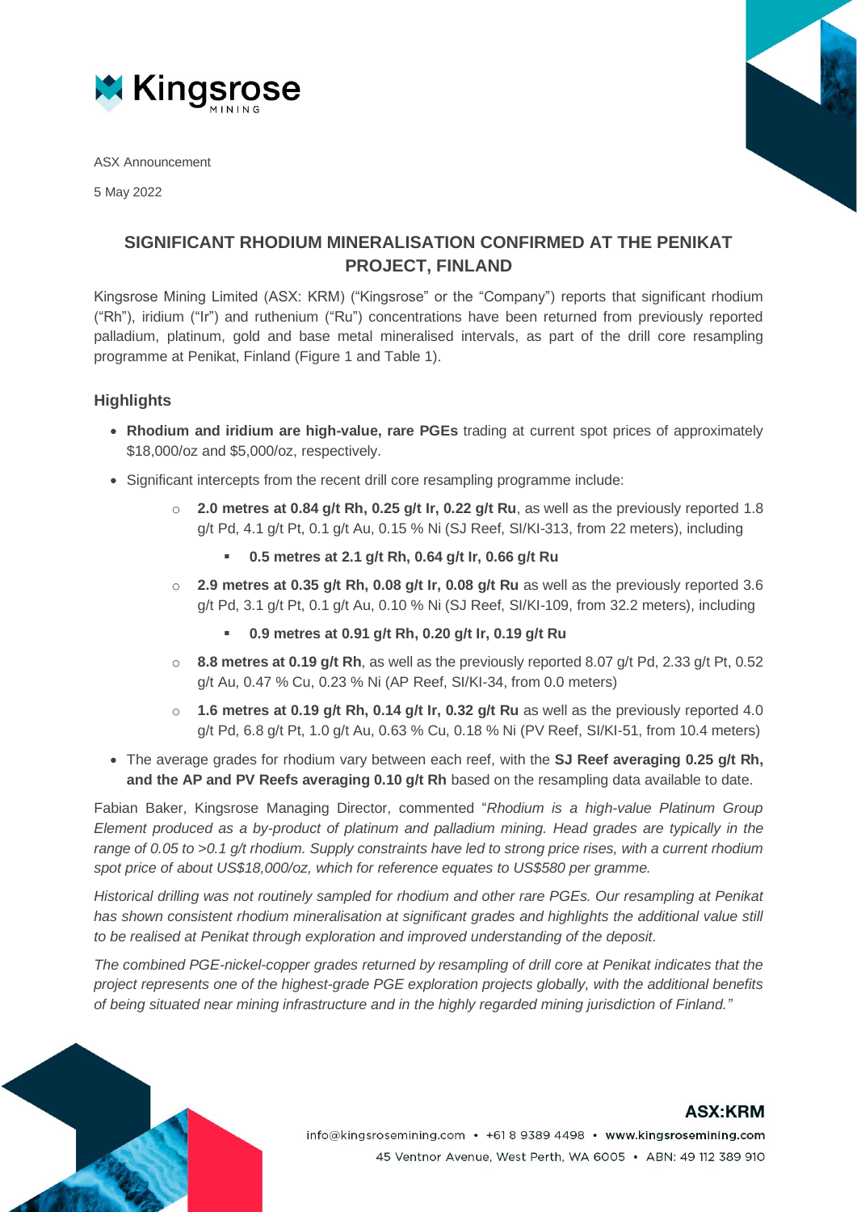ASX Announcement

5 May 2022

# SIGNIFICANT RHODIUM MINERALISATION CONFIRMED AT THE PENIKAT PROJECT, FINLAND

Kingsrose Mining Limited (ASX: KRM) ("Kingsrose" or the "Company") reports that significant rhodium ("Rh"), iridium ("Ir") and ruthenium ("Ru") concentrations have been returned from previously reported palladium, platinum, gold and base metal mineralised intervals, as part of the drill core resampling programme at Penikat, Finland (Figure 1 and Table 1).

## Highlights

- **Rhodium and iridium are high-value, rare PGEs** trading at current spot prices of approximately $18,000/oz and $5,000/oz, respectively.
- Significant intercepts from the recent drill core resampling programme include:
  - **2.0 metres at 0.84 g/t Rh, 0.25 g/t Ir, 0.22 g/t Ru**, as well as the previously reported 1.8 g/t Pd, 4.1 g/t Pt, 0.1 g/t Au, 0.15 % Ni (SJ Reef, SI/KI-313, from 22 meters), including
    - **0.5 metres at 2.1 g/t Rh, 0.64 g/t Ir, 0.66 g/t Ru**
  - **2.9 metres at 0.35 g/t Rh, 0.08 g/t Ir, 0.08 g/t Ru** as well as the previously reported 3.6 g/t Pd, 3.1 g/t Pt, 0.1 g/t Au, 0.10 % Ni (SJ Reef, SI/KI-109, from 32.2 meters), including
    - **0.9 metres at 0.91 g/t Rh, 0.20 g/t Ir, 0.19 g/t Ru**
  - **8.8 metres at 0.19 g/t Rh**, as well as the previously reported 8.07 g/t Pd, 2.33 g/t Pt, 0.52 g/t Au, 0.47 % Cu, 0.23 % Ni (AP Reef, SI/KI-34, from 0.0 meters)
  - **1.6 metres at 0.19 g/t Rh, 0.14 g/t Ir, 0.32 g/t Ru** as well as the previously reported 4.0 g/t Pd, 6.8 g/t Pt, 1.0 g/t Au, 0.63 % Cu, 0.18 % Ni (PV Reef, SI/KI-51, from 10.4 meters)
- The average grades for rhodium vary between each reef, with the **SJ Reef averaging 0.25 g/t Rh, and the AP and PV Reefs averaging 0.10 g/t Rh** based on the resampling data available to date.

Fabian Baker, Kingsrose Managing Director, commented "*Rhodium is a high-value Platinum Group Element produced as a by-product of platinum and palladium mining. Head grades are typically in the range of 0.05 to >0.1 g/t rhodium. Supply constraints have led to strong price rises, with a current rhodium spot price of about US$18,000/oz, which for reference equates to US$580 per gramme.*

*Historical drilling was not routinely sampled for rhodium and other rare PGEs. Our resampling at Penikat has shown consistent rhodium mineralisation at significant grades and highlights the additional value still to be realised at Penikat through exploration and improved understanding of the deposit.*

*The combined PGE-nickel-copper grades returned by resampling of drill core at Penikat indicates that the project represents one of the highest-grade PGE exploration projects globally, with the additional benefits of being situated near mining infrastructure and in the highly regarded mining jurisdiction of Finland."*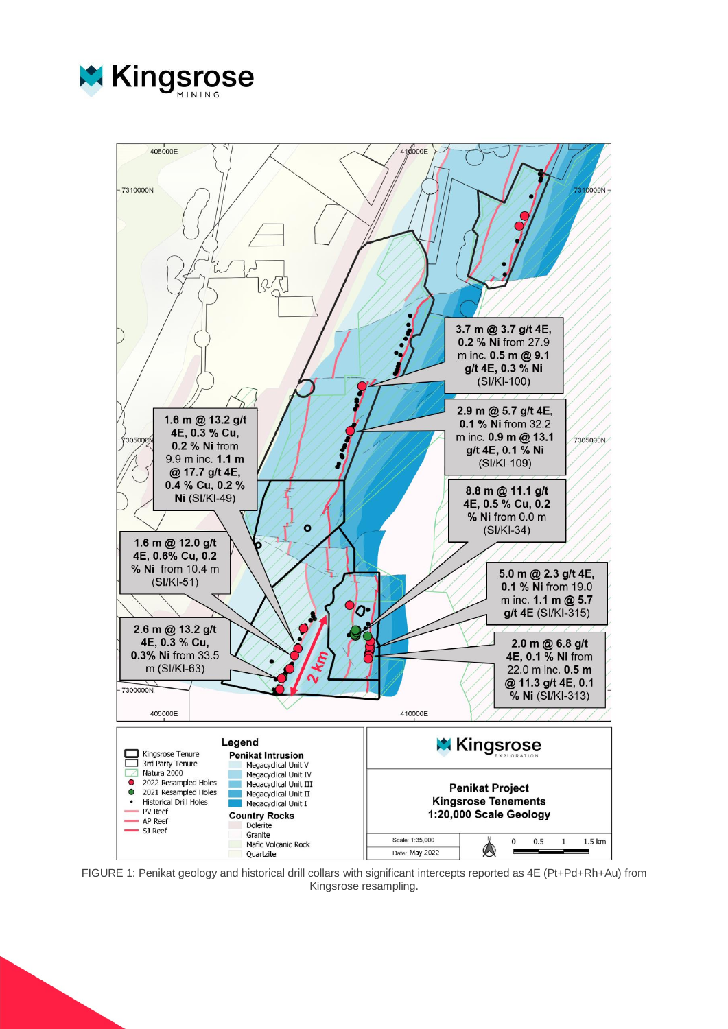FIGURE 1: Penikat geology and historical drill collars with significant intercepts reported as 4E (Pt+Pd+Rh+Au) from Kingsrose resampling.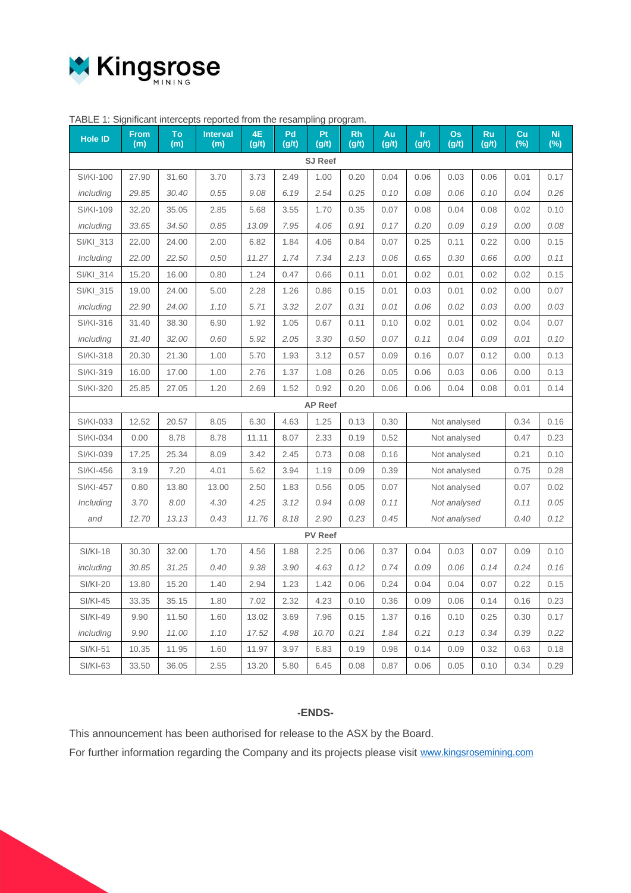TABLE 1: Significant intercepts reported from the resampling program.

| Hole ID | From (m) | To (m) | Interval (m) | 4E (g/t) | Pd (g/t) | Pt (g/t) | Rh (g/t) | Au (g/t) | Ir (g/t) | Os (g/t) | Ru (g/t) | Cu (%) | Ni (%) |
|---|---|---|---|---|---|---|---|---|---|---|---|---|---|
| **SJ Reef** | | | | | | | | | | | | | |
| SI/KI-100 | 27.90 | 31.60 | 3.70 | 3.73 | 2.49 | 1.00 | 0.20 | 0.04 | 0.06 | 0.03 | 0.06 | 0.01 | 0.17 |
| *including* | *29.85* | *30.40* | *0.55* | *9.08* | *6.19* | *2.54* | *0.25* | *0.10* | *0.08* | *0.06* | *0.10* | *0.04* | *0.26* |
| SI/KI-109 | 32.20 | 35.05 | 2.85 | 5.68 | 3.55 | 1.70 | 0.35 | 0.07 | 0.08 | 0.04 | 0.08 | 0.02 | 0.10 |
| *including* | *33.65* | *34.50* | *0.85* | *13.09* | *7.95* | *4.06* | *0.91* | *0.17* | *0.20* | *0.09* | *0.19* | *0.00* | *0.08* |
| SI/KI_313 | 22.00 | 24.00 | 2.00 | 6.82 | 1.84 | 4.06 | 0.84 | 0.07 | 0.25 | 0.11 | 0.22 | 0.00 | 0.15 |
| *Including* | *22.00* | *22.50* | *0.50* | *11.27* | *1.74* | *7.34* | *2.13* | *0.06* | *0.65* | *0.30* | *0.66* | *0.00* | *0.11* |
| SI/KI_314 | 15.20 | 16.00 | 0.80 | 1.24 | 0.47 | 0.66 | 0.11 | 0.01 | 0.02 | 0.01 | 0.02 | 0.02 | 0.15 |
| SI/KI_315 | 19.00 | 24.00 | 5.00 | 2.28 | 1.26 | 0.86 | 0.15 | 0.01 | 0.03 | 0.01 | 0.02 | 0.00 | 0.07 |
| *including* | *22.90* | *24.00* | *1.10* | *5.71* | *3.32* | *2.07* | *0.31* | *0.01* | *0.06* | *0.02* | *0.03* | *0.00* | *0.03* |
| SI/KI-316 | 31.40 | 38.30 | 6.90 | 1.92 | 1.05 | 0.67 | 0.11 | 0.10 | 0.02 | 0.01 | 0.02 | 0.04 | 0.07 |
| *including* | *31.40* | *32.00* | *0.60* | *5.92* | *2.05* | *3.30* | *0.50* | *0.07* | *0.11* | *0.04* | *0.09* | *0.01* | *0.10* |
| SI/KI-318 | 20.30 | 21.30 | 1.00 | 5.70 | 1.93 | 3.12 | 0.57 | 0.09 | 0.16 | 0.07 | 0.12 | 0.00 | 0.13 |
| SI/KI-319 | 16.00 | 17.00 | 1.00 | 2.76 | 1.37 | 1.08 | 0.26 | 0.05 | 0.06 | 0.03 | 0.06 | 0.00 | 0.13 |
| SI/KI-320 | 25.85 | 27.05 | 1.20 | 2.69 | 1.52 | 0.92 | 0.20 | 0.06 | 0.06 | 0.04 | 0.08 | 0.01 | 0.14 |
| **AP Reef** | | | | | | | | | | | | | |
| SI/KI-033 | 12.52 | 20.57 | 8.05 | 6.30 | 4.63 | 1.25 | 0.13 | 0.30 | Not analysed | | | 0.34 | 0.16 |
| SI/KI-034 | 0.00 | 8.78 | 8.78 | 11.11 | 8.07 | 2.33 | 0.19 | 0.52 | Not analysed | | | 0.47 | 0.23 |
| SI/KI-039 | 17.25 | 25.34 | 8.09 | 3.42 | 2.45 | 0.73 | 0.08 | 0.16 | Not analysed | | | 0.21 | 0.10 |
| SI/KI-456 | 3.19 | 7.20 | 4.01 | 5.62 | 3.94 | 1.19 | 0.09 | 0.39 | Not analysed | | | 0.75 | 0.28 |
| SI/KI-457 | 0.80 | 13.80 | 13.00 | 2.50 | 1.83 | 0.56 | 0.05 | 0.07 | Not analysed | | | 0.07 | 0.02 |
| *Including* | *3.70* | *8.00* | *4.30* | *4.25* | *3.12* | *0.94* | *0.08* | *0.11* | *Not analysed* | | | *0.11* | *0.05* |
| *and* | *12.70* | *13.13* | *0.43* | *11.76* | *8.18* | *2.90* | *0.23* | *0.45* | *Not analysed* | | | *0.40* | *0.12* |
| **PV Reef** | | | | | | | | | | | | | |
| SI/KI-18 | 30.30 | 32.00 | 1.70 | 4.56 | 1.88 | 2.25 | 0.06 | 0.37 | 0.04 | 0.03 | 0.07 | 0.09 | 0.10 |
| *including* | *30.85* | *31.25* | *0.40* | *9.38* | *3.90* | *4.63* | *0.12* | *0.74* | *0.09* | *0.06* | *0.14* | *0.24* | *0.16* |
| SI/KI-20 | 13.80 | 15.20 | 1.40 | 2.94 | 1.23 | 1.42 | 0.06 | 0.24 | 0.04 | 0.04 | 0.07 | 0.22 | 0.15 |
| SI/KI-45 | 33.35 | 35.15 | 1.80 | 7.02 | 2.32 | 4.23 | 0.10 | 0.36 | 0.09 | 0.06 | 0.14 | 0.16 | 0.23 |
| SI/KI-49 | 9.90 | 11.50 | 1.60 | 13.02 | 3.69 | 7.96 | 0.15 | 1.37 | 0.16 | 0.10 | 0.25 | 0.30 | 0.17 |
| *including* | *9.90* | *11.00* | *1.10* | *17.52* | *4.98* | *10.70* | *0.21* | *1.84* | *0.21* | *0.13* | *0.34* | *0.39* | *0.22* |
| SI/KI-51 | 10.35 | 11.95 | 1.60 | 11.97 | 3.97 | 6.83 | 0.19 | 0.98 | 0.14 | 0.09 | 0.32 | 0.63 | 0.18 |
| SI/KI-63 | 33.50 | 36.05 | 2.55 | 13.20 | 5.80 | 6.45 | 0.08 | 0.87 | 0.06 | 0.05 | 0.10 | 0.34 | 0.29 |

**-ENDS-**

This announcement has been authorised for release to the ASX by the Board.

For further information regarding the Company and its projects please visit www.kingsrosemining.com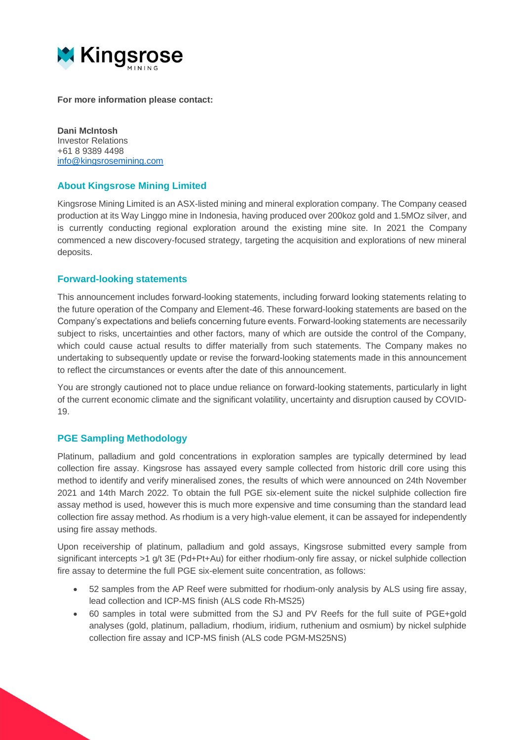**For more information please contact:**

**Dani McIntosh**
Investor Relations
+61 8 9389 4498
info@kingsrosemining.com

## About Kingsrose Mining Limited

Kingsrose Mining Limited is an ASX-listed mining and mineral exploration company. The Company ceased production at its Way Linggo mine in Indonesia, having produced over 200koz gold and 1.5MOz silver, and is currently conducting regional exploration around the existing mine site. In 2021 the Company commenced a new discovery-focused strategy, targeting the acquisition and explorations of new mineral deposits.

## Forward-looking statements

This announcement includes forward-looking statements, including forward looking statements relating to the future operation of the Company and Element-46. These forward-looking statements are based on the Company's expectations and beliefs concerning future events. Forward-looking statements are necessarily subject to risks, uncertainties and other factors, many of which are outside the control of the Company, which could cause actual results to differ materially from such statements. The Company makes no undertaking to subsequently update or revise the forward-looking statements made in this announcement to reflect the circumstances or events after the date of this announcement.

You are strongly cautioned not to place undue reliance on forward-looking statements, particularly in light of the current economic climate and the significant volatility, uncertainty and disruption caused by COVID-19.

## PGE Sampling Methodology

Platinum, palladium and gold concentrations in exploration samples are typically determined by lead collection fire assay. Kingsrose has assayed every sample collected from historic drill core using this method to identify and verify mineralised zones, the results of which were announced on 24th November 2021 and 14th March 2022. To obtain the full PGE six-element suite the nickel sulphide collection fire assay method is used, however this is much more expensive and time consuming than the standard lead collection fire assay method. As rhodium is a very high-value element, it can be assayed for independently using fire assay methods.

Upon receivership of platinum, palladium and gold assays, Kingsrose submitted every sample from significant intercepts >1 g/t 3E (Pd+Pt+Au) for either rhodium-only fire assay, or nickel sulphide collection fire assay to determine the full PGE six-element suite concentration, as follows:

- 52 samples from the AP Reef were submitted for rhodium-only analysis by ALS using fire assay, lead collection and ICP-MS finish (ALS code Rh-MS25)
- 60 samples in total were submitted from the SJ and PV Reefs for the full suite of PGE+gold analyses (gold, platinum, palladium, rhodium, iridium, ruthenium and osmium) by nickel sulphide collection fire assay and ICP-MS finish (ALS code PGM-MS25NS)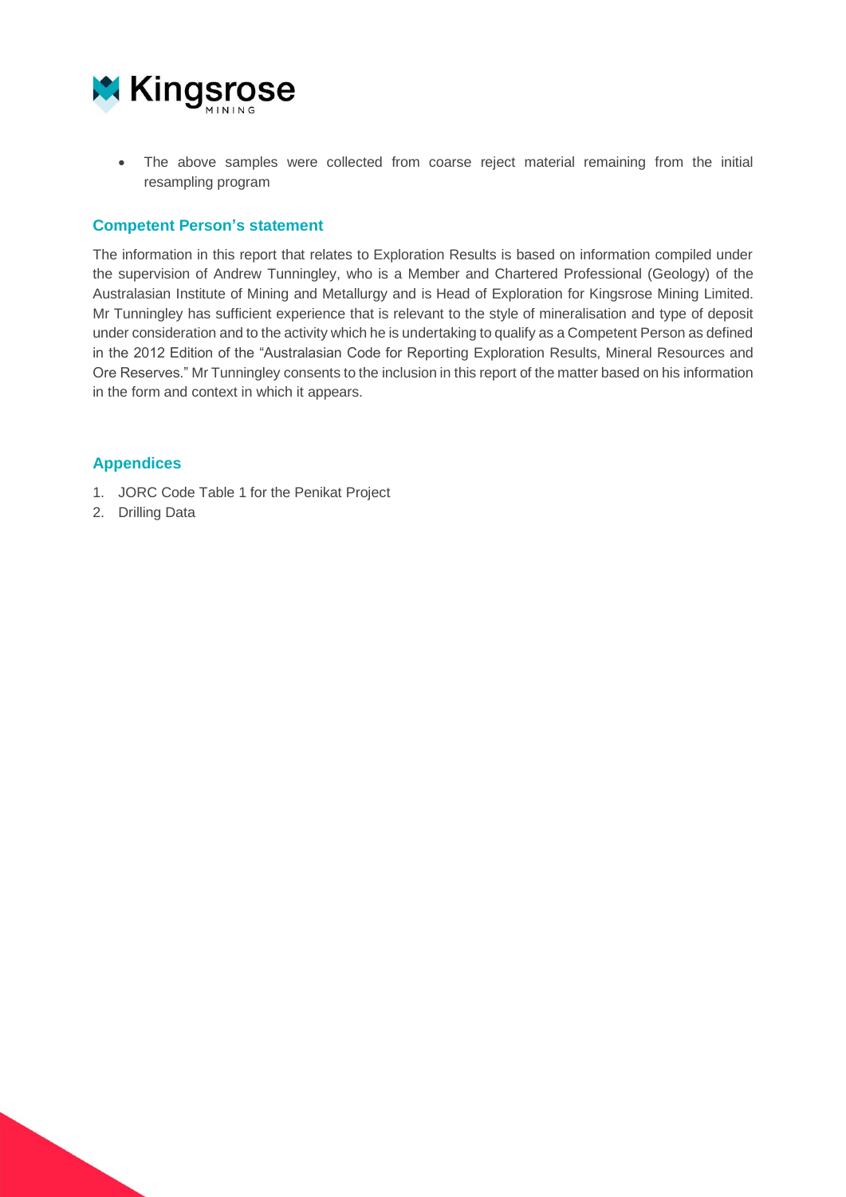- The above samples were collected from coarse reject material remaining from the initial resampling program

## Competent Person's statement

The information in this report that relates to Exploration Results is based on information compiled under the supervision of Andrew Tunningley, who is a Member and Chartered Professional (Geology) of the Australasian Institute of Mining and Metallurgy and is Head of Exploration for Kingsrose Mining Limited. Mr Tunningley has sufficient experience that is relevant to the style of mineralisation and type of deposit under consideration and to the activity which he is undertaking to qualify as a Competent Person as defined in the 2012 Edition of the "Australasian Code for Reporting Exploration Results, Mineral Resources and Ore Reserves." Mr Tunningley consents to the inclusion in this report of the matter based on his information in the form and context in which it appears.

## Appendices

1. JORC Code Table 1 for the Penikat Project
2. Drilling Data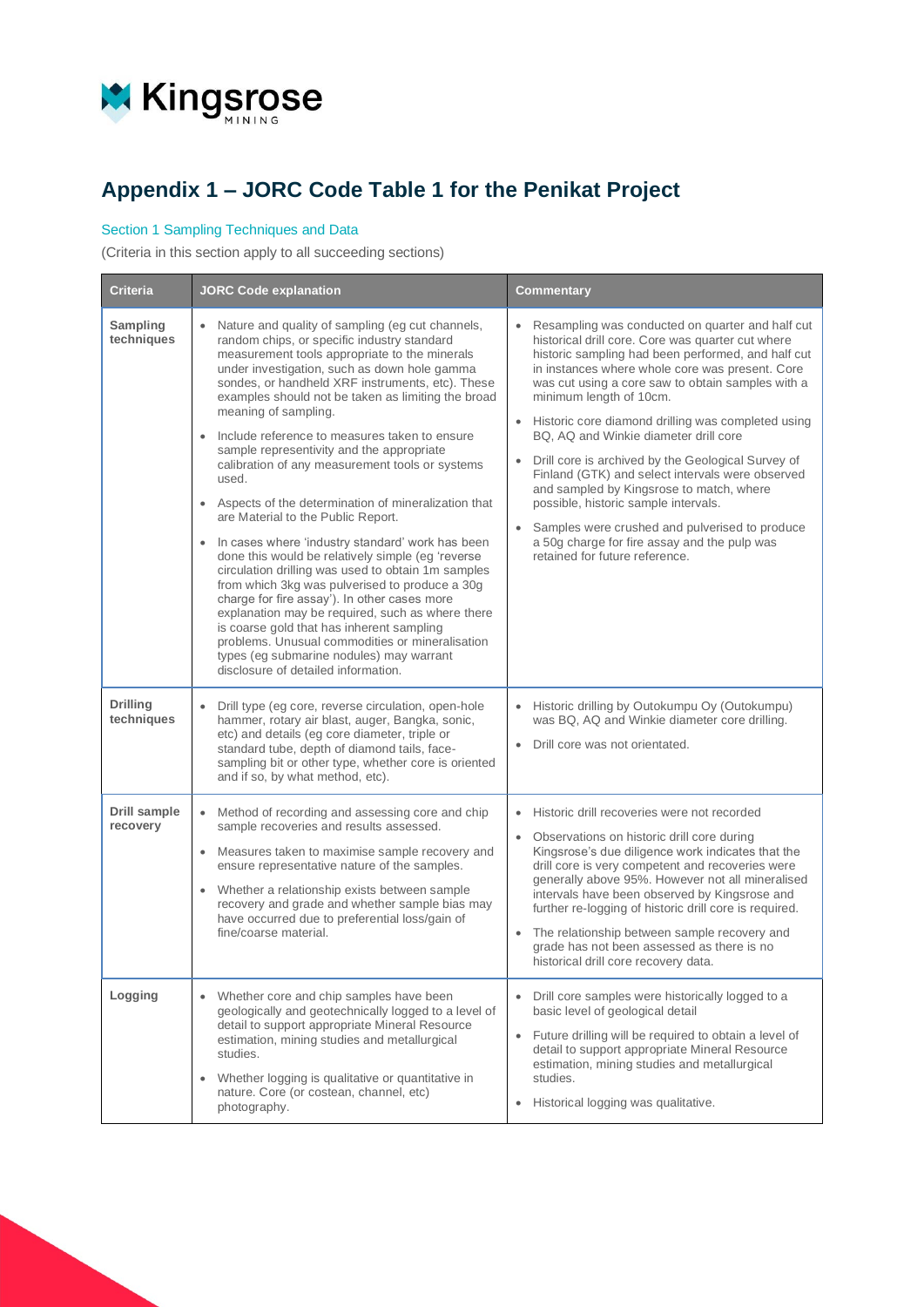# Appendix 1 – JORC Code Table 1 for the Penikat Project

## Section 1 Sampling Techniques and Data

(Criteria in this section apply to all succeeding sections)

| Criteria | JORC Code explanation | Commentary |
|---|---|---|
| **Sampling techniques** | • Nature and quality of sampling (eg cut channels, random chips, or specific industry standard measurement tools appropriate to the minerals under investigation, such as down hole gamma sondes, or handheld XRF instruments, etc). These examples should not be taken as limiting the broad meaning of sampling.<br>• Include reference to measures taken to ensure sample representivity and the appropriate calibration of any measurement tools or systems used.<br>• Aspects of the determination of mineralization that are Material to the Public Report.<br>• In cases where 'industry standard' work has been done this would be relatively simple (eg 'reverse circulation drilling was used to obtain 1m samples from which 3kg was pulverised to produce a 30g charge for fire assay'). In other cases more explanation may be required, such as where there is coarse gold that has inherent sampling problems. Unusual commodities or mineralisation types (eg submarine nodules) may warrant disclosure of detailed information. | • Resampling was conducted on quarter and half cut historical drill core. Core was quarter cut where historic sampling had been performed, and half cut in instances where whole core was present. Core was cut using a core saw to obtain samples with a minimum length of 10cm.<br>• Historic core diamond drilling was completed using BQ, AQ and Winkie diameter drill core<br>• Drill core is archived by the Geological Survey of Finland (GTK) and select intervals were observed and sampled by Kingsrose to match, where possible, historic sample intervals.<br>• Samples were crushed and pulverised to produce a 50g charge for fire assay and the pulp was retained for future reference. |
| **Drilling techniques** | • Drill type (eg core, reverse circulation, open-hole hammer, rotary air blast, auger, Bangka, sonic, etc) and details (eg core diameter, triple or standard tube, depth of diamond tails, face-sampling bit or other type, whether core is oriented and if so, by what method, etc). | • Historic drilling by Outokumpu Oy (Outokumpu) was BQ, AQ and Winkie diameter core drilling.<br>• Drill core was not orientated. |
| **Drill sample recovery** | • Method of recording and assessing core and chip sample recoveries and results assessed.<br>• Measures taken to maximise sample recovery and ensure representative nature of the samples.<br>• Whether a relationship exists between sample recovery and grade and whether sample bias may have occurred due to preferential loss/gain of fine/coarse material. | • Historic drill recoveries were not recorded<br>• Observations on historic drill core during Kingsrose's due diligence work indicates that the drill core is very competent and recoveries were generally above 95%. However not all mineralised intervals have been observed by Kingsrose and further re-logging of historic drill core is required.<br>• The relationship between sample recovery and grade has not been assessed as there is no historical drill core recovery data. |
| **Logging** | • Whether core and chip samples have been geologically and geotechnically logged to a level of detail to support appropriate Mineral Resource estimation, mining studies and metallurgical studies.<br>• Whether logging is qualitative or quantitative in nature. Core (or costean, channel, etc) photography. | • Drill core samples were historically logged to a basic level of geological detail<br>• Future drilling will be required to obtain a level of detail to support appropriate Mineral Resource estimation, mining studies and metallurgical studies.<br>• Historical logging was qualitative. |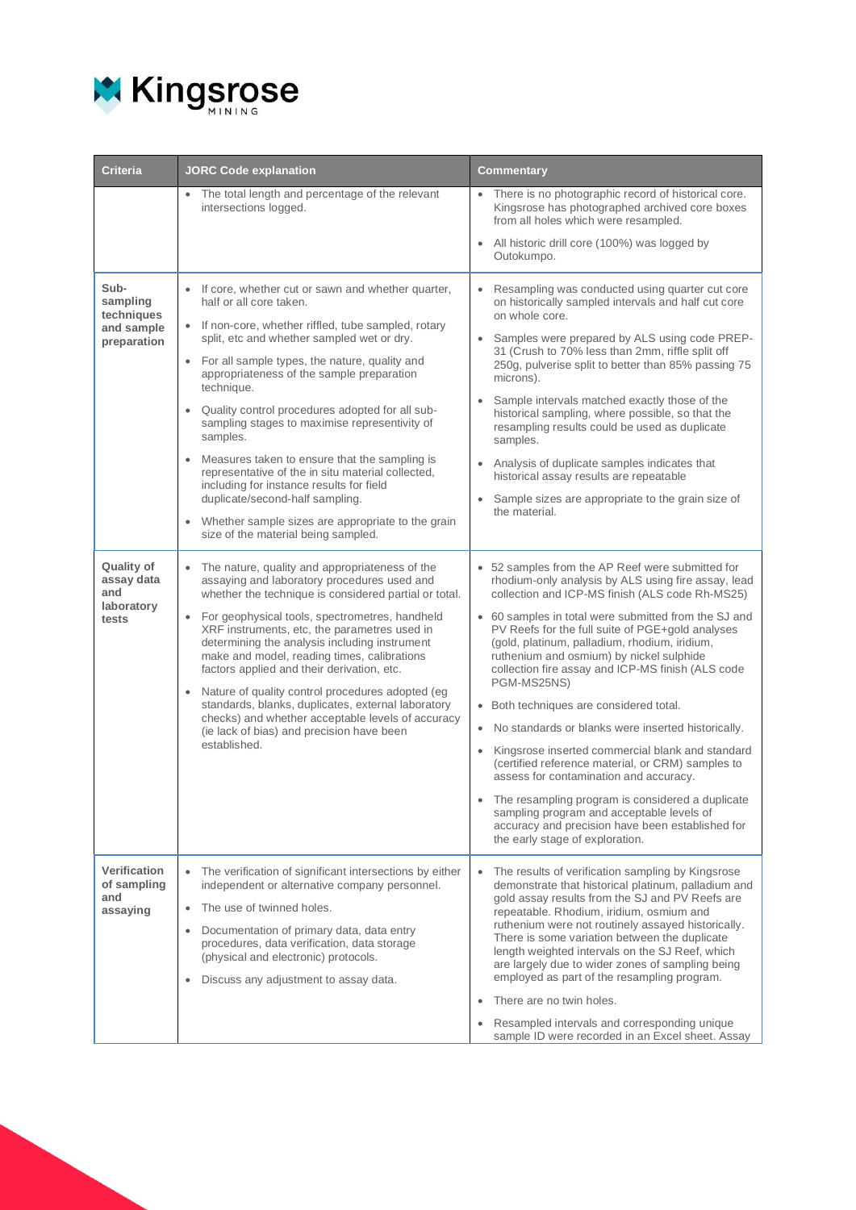| Criteria | JORC Code explanation | Commentary |
|---|---|---|
| | • The total length and percentage of the relevant intersections logged. | • There is no photographic record of historical core. Kingsrose has photographed archived core boxes from all holes which were resampled.<br>• All historic drill core (100%) was logged by Outokumpo. |
| **Sub-sampling techniques and sample preparation** | • If core, whether cut or sawn and whether quarter, half or all core taken.<br>• If non-core, whether riffled, tube sampled, rotary split, etc and whether sampled wet or dry.<br>• For all sample types, the nature, quality and appropriateness of the sample preparation technique.<br>• Quality control procedures adopted for all sub-sampling stages to maximise representivity of samples.<br>• Measures taken to ensure that the sampling is representative of the in situ material collected, including for instance results for field duplicate/second-half sampling.<br>• Whether sample sizes are appropriate to the grain size of the material being sampled. | • Resampling was conducted using quarter cut core on historically sampled intervals and half cut core on whole core.<br>• Samples were prepared by ALS using code PREP-31 (Crush to 70% less than 2mm, riffle split off 250g, pulverise split to better than 85% passing 75 microns).<br>• Sample intervals matched exactly those of the historical sampling, where possible, so that the resampling results could be used as duplicate samples.<br>• Analysis of duplicate samples indicates that historical assay results are repeatable<br>• Sample sizes are appropriate to the grain size of the material. |
| **Quality of assay data and laboratory tests** | • The nature, quality and appropriateness of the assaying and laboratory procedures used and whether the technique is considered partial or total.<br>• For geophysical tools, spectrometres, handheld XRF instruments, etc, the parametres used in determining the analysis including instrument make and model, reading times, calibrations factors applied and their derivation, etc.<br>• Nature of quality control procedures adopted (eg standards, blanks, duplicates, external laboratory checks) and whether acceptable levels of accuracy (ie lack of bias) and precision have been established. | • 52 samples from the AP Reef were submitted for rhodium-only analysis by ALS using fire assay, lead collection and ICP-MS finish (ALS code Rh-MS25)<br>• 60 samples in total were submitted from the SJ and PV Reefs for the full suite of PGE+gold analyses (gold, platinum, palladium, rhodium, iridium, ruthenium and osmium) by nickel sulphide collection fire assay and ICP-MS finish (ALS code PGM-MS25NS)<br>• Both techniques are considered total.<br>• No standards or blanks were inserted historically.<br>• Kingsrose inserted commercial blank and standard (certified reference material, or CRM) samples to assess for contamination and accuracy.<br>• The resampling program is considered a duplicate sampling program and acceptable levels of accuracy and precision have been established for the early stage of exploration. |
| **Verification of sampling and assaying** | • The verification of significant intersections by either independent or alternative company personnel.<br>• The use of twinned holes.<br>• Documentation of primary data, data entry procedures, data verification, data storage (physical and electronic) protocols.<br>• Discuss any adjustment to assay data. | • The results of verification sampling by Kingsrose demonstrate that historical platinum, palladium and gold assay results from the SJ and PV Reefs are repeatable. Rhodium, iridium, osmium and ruthenium were not routinely assayed historically. There is some variation between the duplicate length weighted intervals on the SJ Reef, which are largely due to wider zones of sampling being employed as part of the resampling program.<br>• There are no twin holes.<br>• Resampled intervals and corresponding unique sample ID were recorded in an Excel sheet. Assay |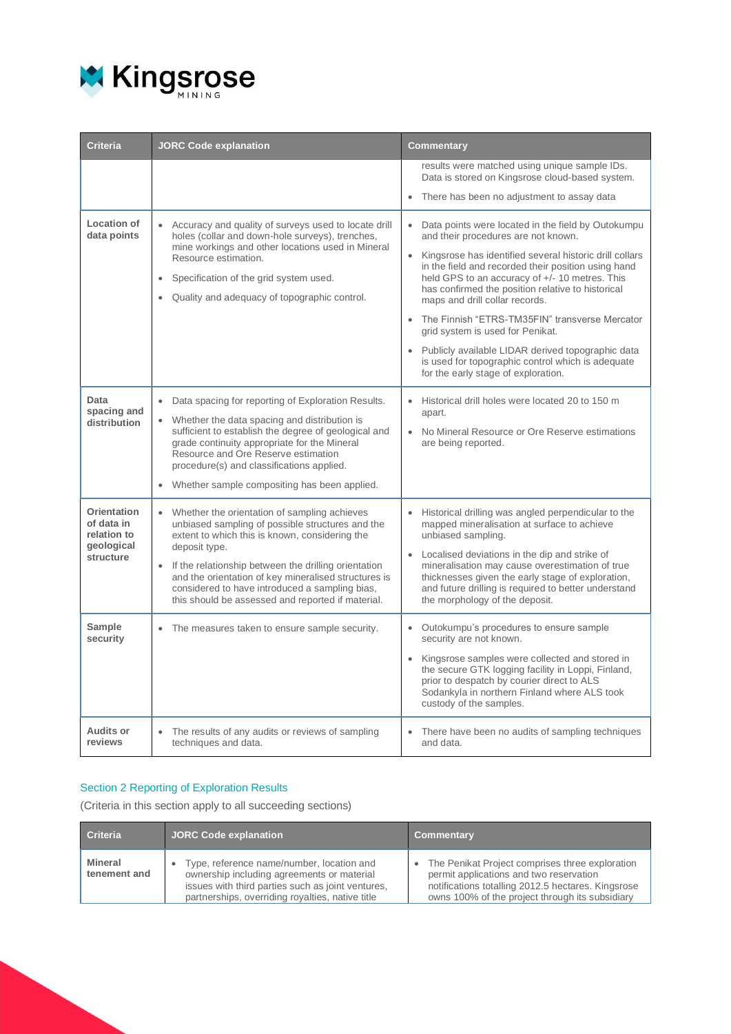| Criteria | JORC Code explanation | Commentary |
|---|---|---|
| | | results were matched using unique sample IDs. Data is stored on Kingsrose cloud-based system.<br>• There has been no adjustment to assay data |
| **Location of data points** | • Accuracy and quality of surveys used to locate drill holes (collar and down-hole surveys), trenches, mine workings and other locations used in Mineral Resource estimation.<br>• Specification of the grid system used.<br>• Quality and adequacy of topographic control. | • Data points were located in the field by Outokumpu and their procedures are not known.<br>• Kingsrose has identified several historic drill collars in the field and recorded their position using hand held GPS to an accuracy of +/- 10 metres. This has confirmed the position relative to historical maps and drill collar records.<br>• The Finnish "ETRS-TM35FIN" transverse Mercator grid system is used for Penikat.<br>• Publicly available LIDAR derived topographic data is used for topographic control which is adequate for the early stage of exploration. |
| **Data spacing and distribution** | • Data spacing for reporting of Exploration Results.<br>• Whether the data spacing and distribution is sufficient to establish the degree of geological and grade continuity appropriate for the Mineral Resource and Ore Reserve estimation procedure(s) and classifications applied.<br>• Whether sample compositing has been applied. | • Historical drill holes were located 20 to 150 m apart.<br>• No Mineral Resource or Ore Reserve estimations are being reported. |
| **Orientation of data in relation to geological structure** | • Whether the orientation of sampling achieves unbiased sampling of possible structures and the extent to which this is known, considering the deposit type.<br>• If the relationship between the drilling orientation and the orientation of key mineralised structures is considered to have introduced a sampling bias, this should be assessed and reported if material. | • Historical drilling was angled perpendicular to the mapped mineralisation at surface to achieve unbiased sampling.<br>• Localised deviations in the dip and strike of mineralisation may cause overestimation of true thicknesses given the early stage of exploration, and future drilling is required to better understand the morphology of the deposit. |
| **Sample security** | • The measures taken to ensure sample security. | • Outokumpu's procedures to ensure sample security are not known.<br>• Kingsrose samples were collected and stored in the secure GTK logging facility in Loppi, Finland, prior to despatch by courier direct to ALS Sodankyla in northern Finland where ALS took custody of the samples. |
| **Audits or reviews** | • The results of any audits or reviews of sampling techniques and data. | • There have been no audits of sampling techniques and data. |

## Section 2 Reporting of Exploration Results

(Criteria in this section apply to all succeeding sections)

| Criteria | JORC Code explanation | Commentary |
|---|---|---|
| **Mineral tenement and** | • Type, reference name/number, location and ownership including agreements or material issues with third parties such as joint ventures, partnerships, overriding royalties, native title | • The Penikat Project comprises three exploration permit applications and two reservation notifications totalling 2012.5 hectares. Kingsrose owns 100% of the project through its subsidiary |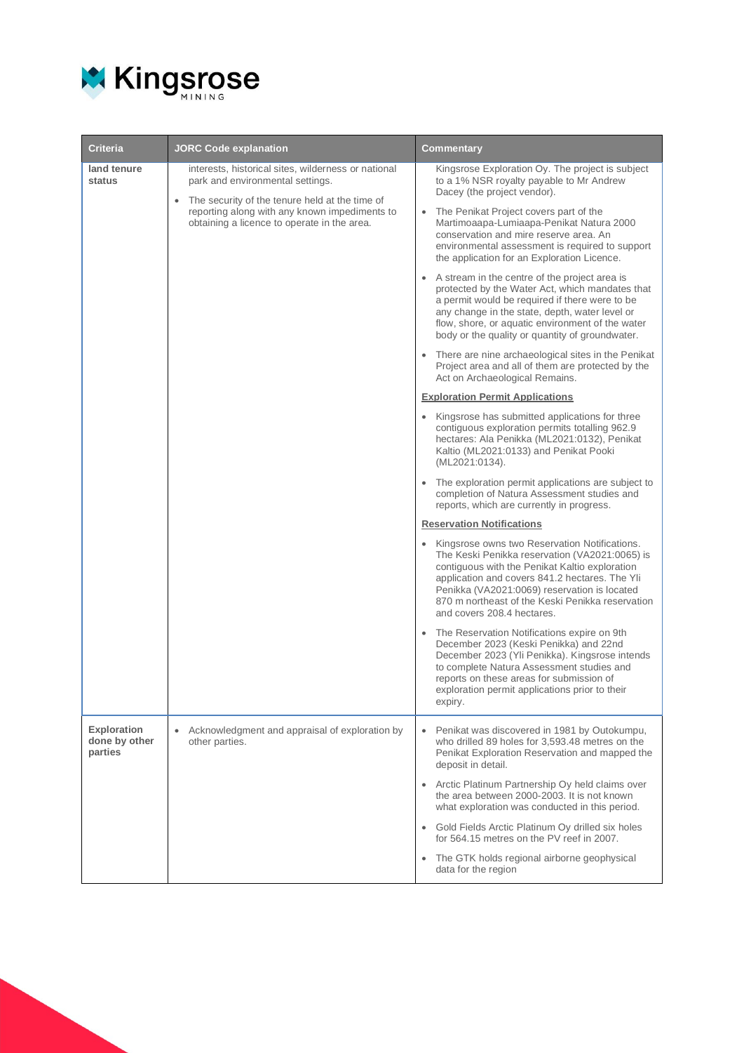| Criteria | JORC Code explanation | Commentary |
|---|---|---|
| land tenure status | interests, historical sites, wilderness or national park and environmental settings.<br>• The security of the tenure held at the time of reporting along with any known impediments to obtaining a licence to operate in the area. | Kingsrose Exploration Oy. The project is subject to a 1% NSR royalty payable to Mr Andrew Dacey (the project vendor).<br>• The Penikat Project covers part of the Martimoaapa-Lumiaapa-Penikat Natura 2000 conservation and mire reserve area. An environmental assessment is required to support the application for an Exploration Licence.<br>• A stream in the centre of the project area is protected by the Water Act, which mandates that a permit would be required if there were to be any change in the state, depth, water level or flow, shore, or aquatic environment of the water body or the quality or quantity of groundwater.<br>• There are nine archaeological sites in the Penikat Project area and all of them are protected by the Act on Archaeological Remains.<br>**Exploration Permit Applications**<br>• Kingsrose has submitted applications for three contiguous exploration permits totalling 962.9 hectares: Ala Penikka (ML2021:0132), Penikat Kaltio (ML2021:0133) and Penikat Pooki (ML2021:0134).<br>• The exploration permit applications are subject to completion of Natura Assessment studies and reports, which are currently in progress.<br>**Reservation Notifications**<br>• Kingsrose owns two Reservation Notifications. The Keski Penikka reservation (VA2021:0065) is contiguous with the Penikat Kaltio exploration application and covers 841.2 hectares. The Yli Penikka (VA2021:0069) reservation is located 870 m northeast of the Keski Penikka reservation and covers 208.4 hectares.<br>• The Reservation Notifications expire on 9th December 2023 (Keski Penikka) and 22nd December 2023 (Yli Penikka). Kingsrose intends to complete Natura Assessment studies and reports on these areas for submission of exploration permit applications prior to their expiry. |
| Exploration done by other parties | • Acknowledgment and appraisal of exploration by other parties. | • Penikat was discovered in 1981 by Outokumpu, who drilled 89 holes for 3,593.48 metres on the Penikat Exploration Reservation and mapped the deposit in detail.<br>• Arctic Platinum Partnership Oy held claims over the area between 2000-2003. It is not known what exploration was conducted in this period.<br>• Gold Fields Arctic Platinum Oy drilled six holes for 564.15 metres on the PV reef in 2007.<br>• The GTK holds regional airborne geophysical data for the region |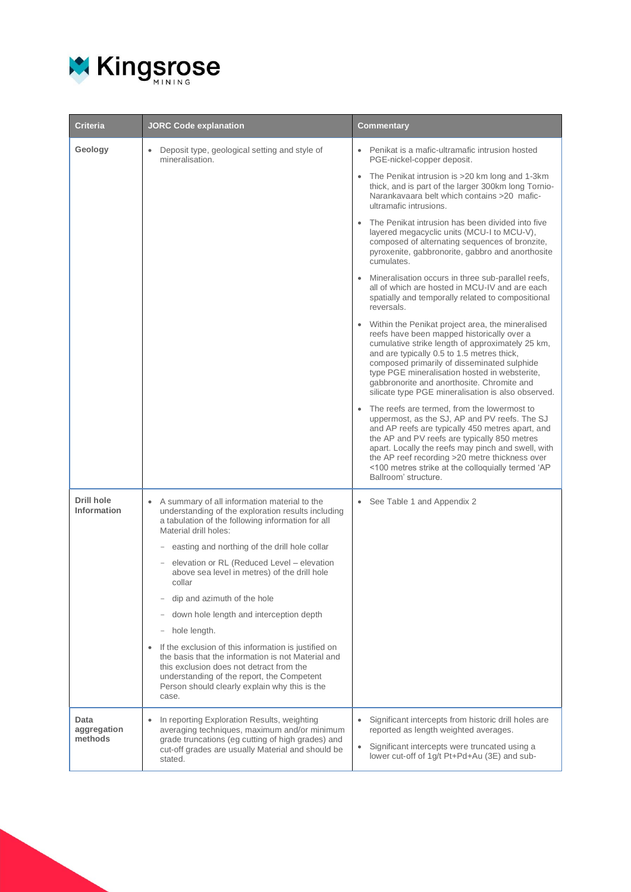| Criteria | JORC Code explanation | Commentary |
|---|---|---|
| **Geology** | • Deposit type, geological setting and style of mineralisation. | • Penikat is a mafic-ultramafic intrusion hosted PGE-nickel-copper deposit.<br>• The Penikat intrusion is >20 km long and 1-3km thick, and is part of the larger 300km long Tornio-Narankavaara belt which contains >20 mafic-ultramafic intrusions.<br>• The Penikat intrusion has been divided into five layered megacyclic units (MCU-I to MCU-V), composed of alternating sequences of bronzite, pyroxenite, gabbronorite, gabbro and anorthosite cumulates.<br>• Mineralisation occurs in three sub-parallel reefs, all of which are hosted in MCU-IV and are each spatially and temporally related to compositional reversals.<br>• Within the Penikat project area, the mineralised reefs have been mapped historically over a cumulative strike length of approximately 25 km, and are typically 0.5 to 1.5 metres thick, composed primarily of disseminated sulphide type PGE mineralisation hosted in websterite, gabbronorite and anorthosite. Chromite and silicate type PGE mineralisation is also observed.<br>• The reefs are termed, from the lowermost to uppermost, as the SJ, AP and PV reefs. The SJ and AP reefs are typically 450 metres apart, and the AP and PV reefs are typically 850 metres apart. Locally the reefs may pinch and swell, with the AP reef recording >20 metre thickness over <100 metres strike at the colloquially termed 'AP Ballroom' structure. |
| **Drill hole Information** | • A summary of all information material to the understanding of the exploration results including a tabulation of the following information for all Material drill holes:<br>– easting and northing of the drill hole collar<br>– elevation or RL (Reduced Level – elevation above sea level in metres) of the drill hole collar<br>– dip and azimuth of the hole<br>– down hole length and interception depth<br>– hole length.<br>• If the exclusion of this information is justified on the basis that the information is not Material and this exclusion does not detract from the understanding of the report, the Competent Person should clearly explain why this is the case. | • See Table 1 and Appendix 2 |
| **Data aggregation methods** | • In reporting Exploration Results, weighting averaging techniques, maximum and/or minimum grade truncations (eg cutting of high grades) and cut-off grades are usually Material and should be stated. | • Significant intercepts from historic drill holes are reported as length weighted averages.<br>• Significant intercepts were truncated using a lower cut-off of 1g/t Pt+Pd+Au (3E) and sub- |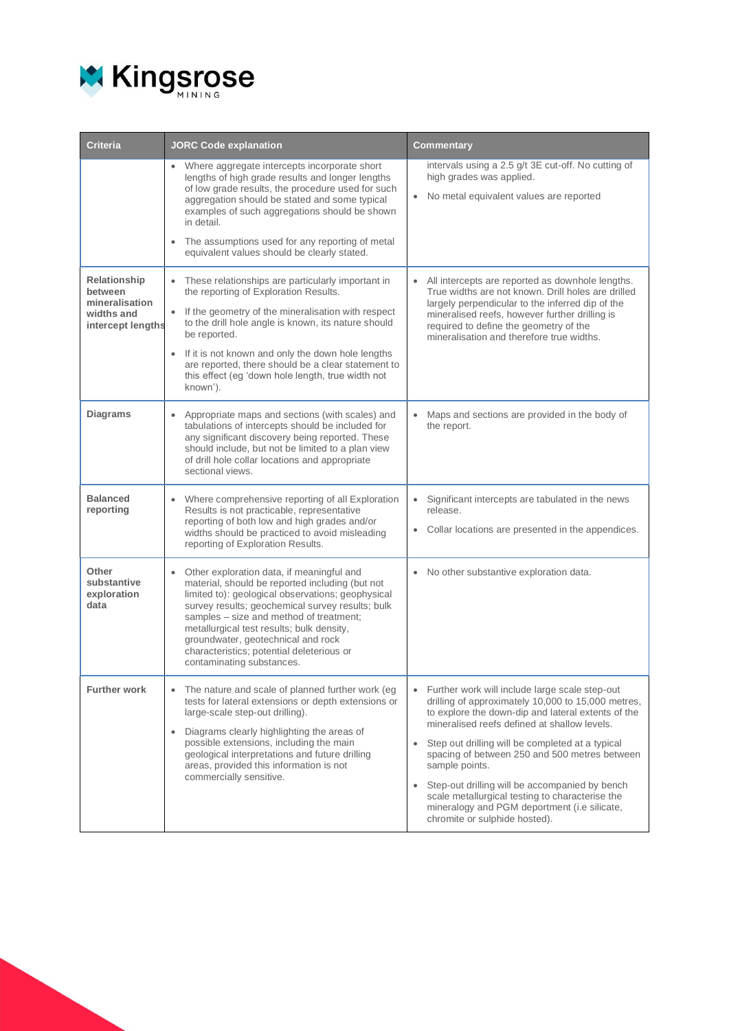| Criteria | JORC Code explanation | Commentary |
|---|---|---|
| | • Where aggregate intercepts incorporate short lengths of high grade results and longer lengths of low grade results, the procedure used for such aggregation should be stated and some typical examples of such aggregations should be shown in detail.<br>• The assumptions used for any reporting of metal equivalent values should be clearly stated. | intervals using a 2.5 g/t 3E cut-off. No cutting of high grades was applied.<br>• No metal equivalent values are reported |
| **Relationship between mineralisation widths and intercept lengths** | • These relationships are particularly important in the reporting of Exploration Results.<br>• If the geometry of the mineralisation with respect to the drill hole angle is known, its nature should be reported.<br>• If it is not known and only the down hole lengths are reported, there should be a clear statement to this effect (eg 'down hole length, true width not known'). | • All intercepts are reported as downhole lengths. True widths are not known. Drill holes are drilled largely perpendicular to the inferred dip of the mineralised reefs, however further drilling is required to define the geometry of the mineralisation and therefore true widths. |
| **Diagrams** | • Appropriate maps and sections (with scales) and tabulations of intercepts should be included for any significant discovery being reported. These should include, but not be limited to a plan view of drill hole collar locations and appropriate sectional views. | • Maps and sections are provided in the body of the report. |
| **Balanced reporting** | • Where comprehensive reporting of all Exploration Results is not practicable, representative reporting of both low and high grades and/or widths should be practiced to avoid misleading reporting of Exploration Results. | • Significant intercepts are tabulated in the news release.<br>• Collar locations are presented in the appendices. |
| **Other substantive exploration data** | • Other exploration data, if meaningful and material, should be reported including (but not limited to): geological observations; geophysical survey results; geochemical survey results; bulk samples – size and method of treatment; metallurgical test results; bulk density, groundwater, geotechnical and rock characteristics; potential deleterious or contaminating substances. | • No other substantive exploration data. |
| **Further work** | • The nature and scale of planned further work (eg tests for lateral extensions or depth extensions or large-scale step-out drilling).<br>• Diagrams clearly highlighting the areas of possible extensions, including the main geological interpretations and future drilling areas, provided this information is not commercially sensitive. | • Further work will include large scale step-out drilling of approximately 10,000 to 15,000 metres, to explore the down-dip and lateral extents of the mineralised reefs defined at shallow levels.<br>• Step out drilling will be completed at a typical spacing of between 250 and 500 metres between sample points.<br>• Step-out drilling will be accompanied by bench scale metallurgical testing to characterise the mineralogy and PGM deportment (i.e silicate, chromite or sulphide hosted). |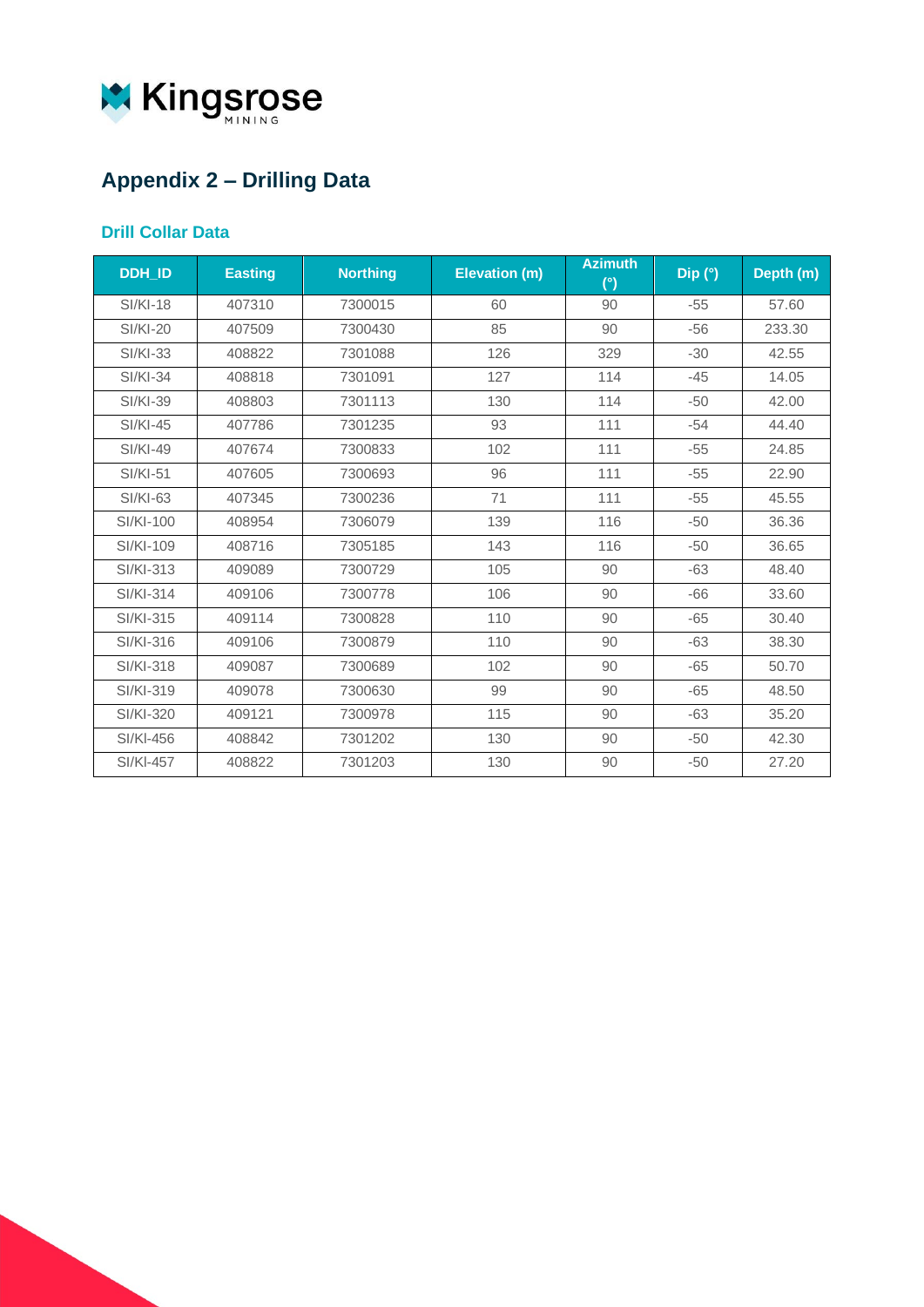## Appendix 2 – Drilling Data

### Drill Collar Data

| DDH_ID | Easting | Northing | Elevation (m) | Azimuth (°) | Dip (°) | Depth (m) |
|---|---|---|---|---|---|---|
| SI/KI-18 | 407310 | 7300015 | 60 | 90 | -55 | 57.60 |
| SI/KI-20 | 407509 | 7300430 | 85 | 90 | -56 | 233.30 |
| SI/KI-33 | 408822 | 7301088 | 126 | 329 | -30 | 42.55 |
| SI/KI-34 | 408818 | 7301091 | 127 | 114 | -45 | 14.05 |
| SI/KI-39 | 408803 | 7301113 | 130 | 114 | -50 | 42.00 |
| SI/KI-45 | 407786 | 7301235 | 93 | 111 | -54 | 44.40 |
| SI/KI-49 | 407674 | 7300833 | 102 | 111 | -55 | 24.85 |
| SI/KI-51 | 407605 | 7300693 | 96 | 111 | -55 | 22.90 |
| SI/KI-63 | 407345 | 7300236 | 71 | 111 | -55 | 45.55 |
| SI/KI-100 | 408954 | 7306079 | 139 | 116 | -50 | 36.36 |
| SI/KI-109 | 408716 | 7305185 | 143 | 116 | -50 | 36.65 |
| SI/KI-313 | 409089 | 7300729 | 105 | 90 | -63 | 48.40 |
| SI/KI-314 | 409106 | 7300778 | 106 | 90 | -66 | 33.60 |
| SI/KI-315 | 409114 | 7300828 | 110 | 90 | -65 | 30.40 |
| SI/KI-316 | 409106 | 7300879 | 110 | 90 | -63 | 38.30 |
| SI/KI-318 | 409087 | 7300689 | 102 | 90 | -65 | 50.70 |
| SI/KI-319 | 409078 | 7300630 | 99 | 90 | -65 | 48.50 |
| SI/KI-320 | 409121 | 7300978 | 115 | 90 | -63 | 35.20 |
| SI/KI-456 | 408842 | 7301202 | 130 | 90 | -50 | 42.30 |
| SI/KI-457 | 408822 | 7301203 | 130 | 90 | -50 | 27.20 |